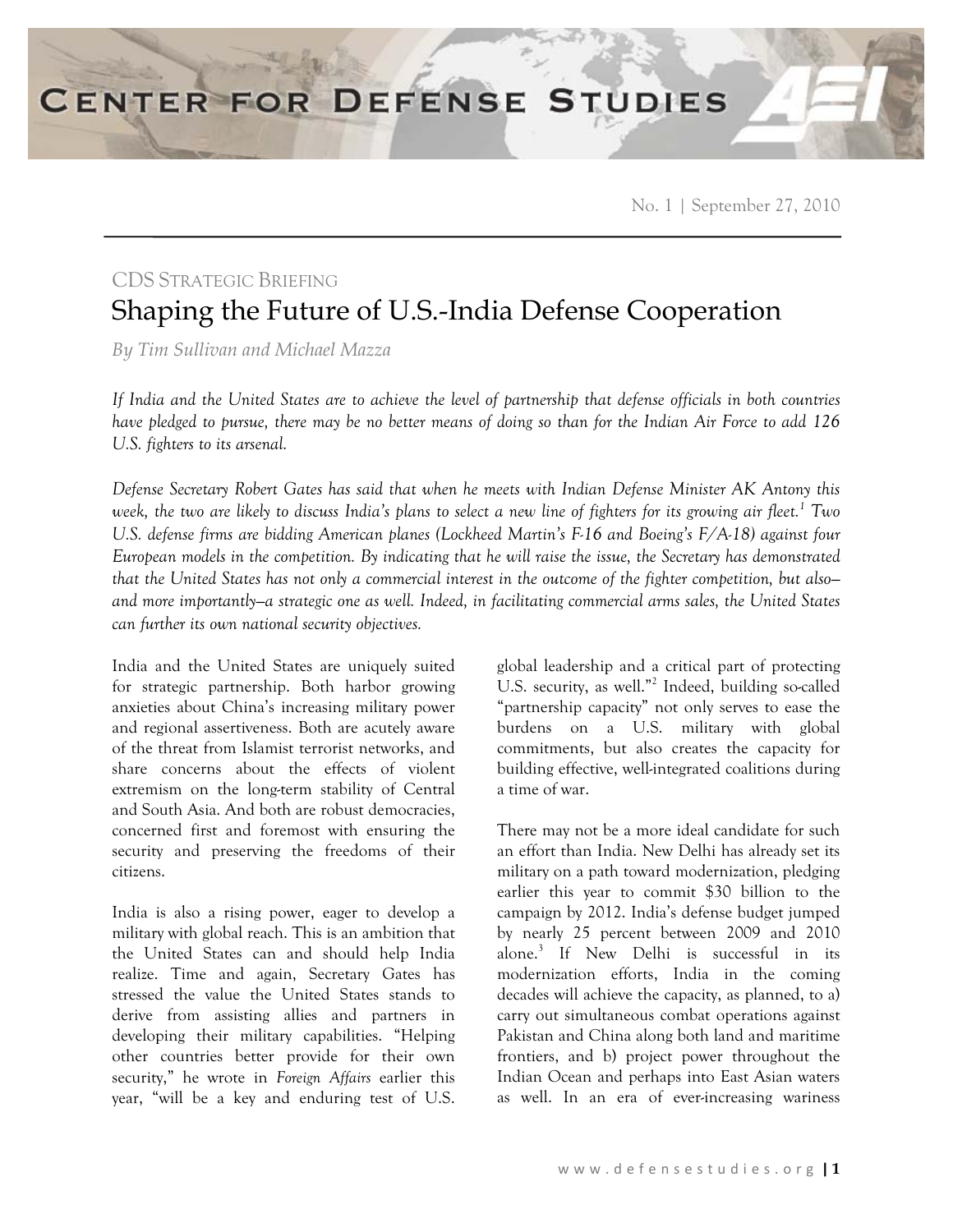No. 1 | September 27, 2010

CDS STRATEGIC BRIEFING

# Shaping the Future of U.S.-India Defense Cooperation

*By Tim Sullivan and Michael Mazza*

*If India and the United States are to achieve the level of partnership that defense officials in both countries have pledged to pursue, there may be no better means of doing so than for the Indian Air Force to add 126 U.S. fighters to its arsenal.*

*Defense Secretary Robert Gates has said that when he meets with Indian Defense Minister AK Antony this week, the two are likely to discuss India's plans to select a new line of fighters for its growing air fleet.[1] Two U.S. defense firms are bidding American planes (Lockheed Martin's F-16 and Boeing's F/A-18) against four European models in the competition. By indicating that he will raise the issue, the Secretary has demonstrated that the United States has not only a commercial interest in the outcome of the fighter competition, but also—and more importantly—a strategic one as well. Indeed, in facilitating commercial arms sales, the United States can further its own national security objectives.*

India and the United States are uniquely suited for strategic partnership. Both harbor growing anxieties about China's increasing military power and regional assertiveness. Both are acutely aware of the threat from Islamist terrorist networks, and share concerns about the effects of violent extremism on the long-term stability of Central and South Asia. And both are robust democracies, concerned first and foremost with ensuring the security and preserving the freedoms of their citizens.

India is also a rising power, eager to develop a military with global reach. This is an ambition that the United States can and should help India realize. Time and again, Secretary Gates has stressed the value the United States stands to derive from assisting allies and partners in developing their military capabilities. "Helping other countries better provide for their own security," he wrote in *Foreign Affairs* earlier this year, "will be a key and enduring test of U.S. global leadership and a critical part of protecting U.S. security, as well."[2] Indeed, building so-called "partnership capacity" not only serves to ease the burdens on a U.S. military with global commitments, but also creates the capacity for building effective, well-integrated coalitions during a time of war.

There may not be a more ideal candidate for such an effort than India. New Delhi has already set its military on a path toward modernization, pledging earlier this year to commit $30 billion to the campaign by 2012. India's defense budget jumped by nearly 25 percent between 2009 and 2010 alone.[3] If New Delhi is successful in its modernization efforts, India in the coming decades will achieve the capacity, as planned, to a) carry out simultaneous combat operations against Pakistan and China along both land and maritime frontiers, and b) project power throughout the Indian Ocean and perhaps into East Asian waters as well. In an era of ever-increasing wariness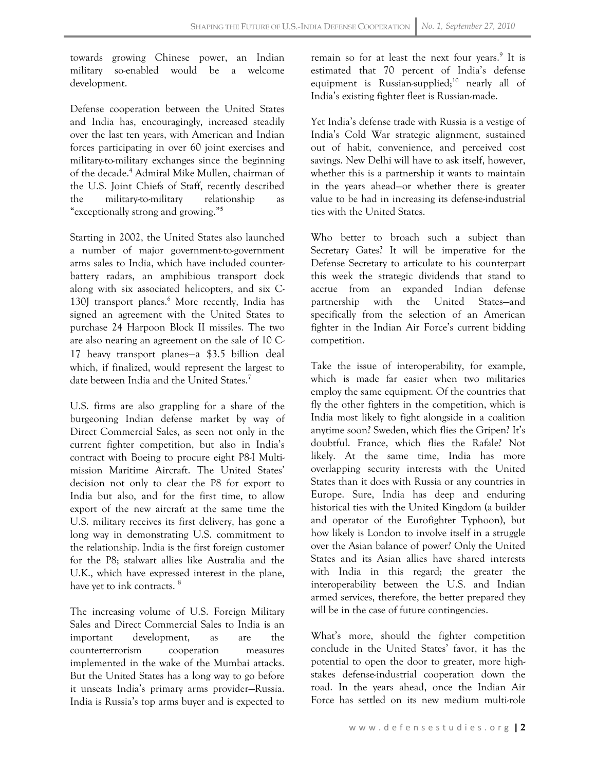towards growing Chinese power, an Indian military so-enabled would be a welcome development.

Defense cooperation between the United States and India has, encouragingly, increased steadily over the last ten years, with American and Indian forces participating in over 60 joint exercises and military-to-military exchanges since the beginning of the decade.[4] Admiral Mike Mullen, chairman of the U.S. Joint Chiefs of Staff, recently described the military-to-military relationship as "exceptionally strong and growing."[5]

Starting in 2002, the United States also launched a number of major government-to-government arms sales to India, which have included counter-battery radars, an amphibious transport dock along with six associated helicopters, and six C-130J transport planes.[6] More recently, India has signed an agreement with the United States to purchase 24 Harpoon Block II missiles. The two are also nearing an agreement on the sale of 10 C-17 heavy transport planes—a $3.5 billion deal which, if finalized, would represent the largest to date between India and the United States.[7]

U.S. firms are also grappling for a share of the burgeoning Indian defense market by way of Direct Commercial Sales, as seen not only in the current fighter competition, but also in India's contract with Boeing to procure eight P8-I Multi-mission Maritime Aircraft. The United States' decision not only to clear the P8 for export to India but also, and for the first time, to allow export of the new aircraft at the same time the U.S. military receives its first delivery, has gone a long way in demonstrating U.S. commitment to the relationship. India is the first foreign customer for the P8; stalwart allies like Australia and the U.K., which have expressed interest in the plane, have yet to ink contracts.[8]

The increasing volume of U.S. Foreign Military Sales and Direct Commercial Sales to India is an important development, as are the counterterrorism cooperation measures implemented in the wake of the Mumbai attacks. But the United States has a long way to go before it unseats India's primary arms provider—Russia. India is Russia's top arms buyer and is expected to remain so for at least the next four years.[9] It is estimated that 70 percent of India's defense equipment is Russian-supplied;[10] nearly all of India's existing fighter fleet is Russian-made.

Yet India's defense trade with Russia is a vestige of India's Cold War strategic alignment, sustained out of habit, convenience, and perceived cost savings. New Delhi will have to ask itself, however, whether this is a partnership it wants to maintain in the years ahead—or whether there is greater value to be had in increasing its defense-industrial ties with the United States.

Who better to broach such a subject than Secretary Gates? It will be imperative for the Defense Secretary to articulate to his counterpart this week the strategic dividends that stand to accrue from an expanded Indian defense partnership with the United States—and specifically from the selection of an American fighter in the Indian Air Force's current bidding competition.

Take the issue of interoperability, for example, which is made far easier when two militaries employ the same equipment. Of the countries that fly the other fighters in the competition, which is India most likely to fight alongside in a coalition anytime soon? Sweden, which flies the Gripen? It's doubtful. France, which flies the Rafale? Not likely. At the same time, India has more overlapping security interests with the United States than it does with Russia or any countries in Europe. Sure, India has deep and enduring historical ties with the United Kingdom (a builder and operator of the Eurofighter Typhoon), but how likely is London to involve itself in a struggle over the Asian balance of power? Only the United States and its Asian allies have shared interests with India in this regard; the greater the interoperability between the U.S. and Indian armed services, therefore, the better prepared they will be in the case of future contingencies.

What's more, should the fighter competition conclude in the United States' favor, it has the potential to open the door to greater, more high-stakes defense-industrial cooperation down the road. In the years ahead, once the Indian Air Force has settled on its new medium multi-role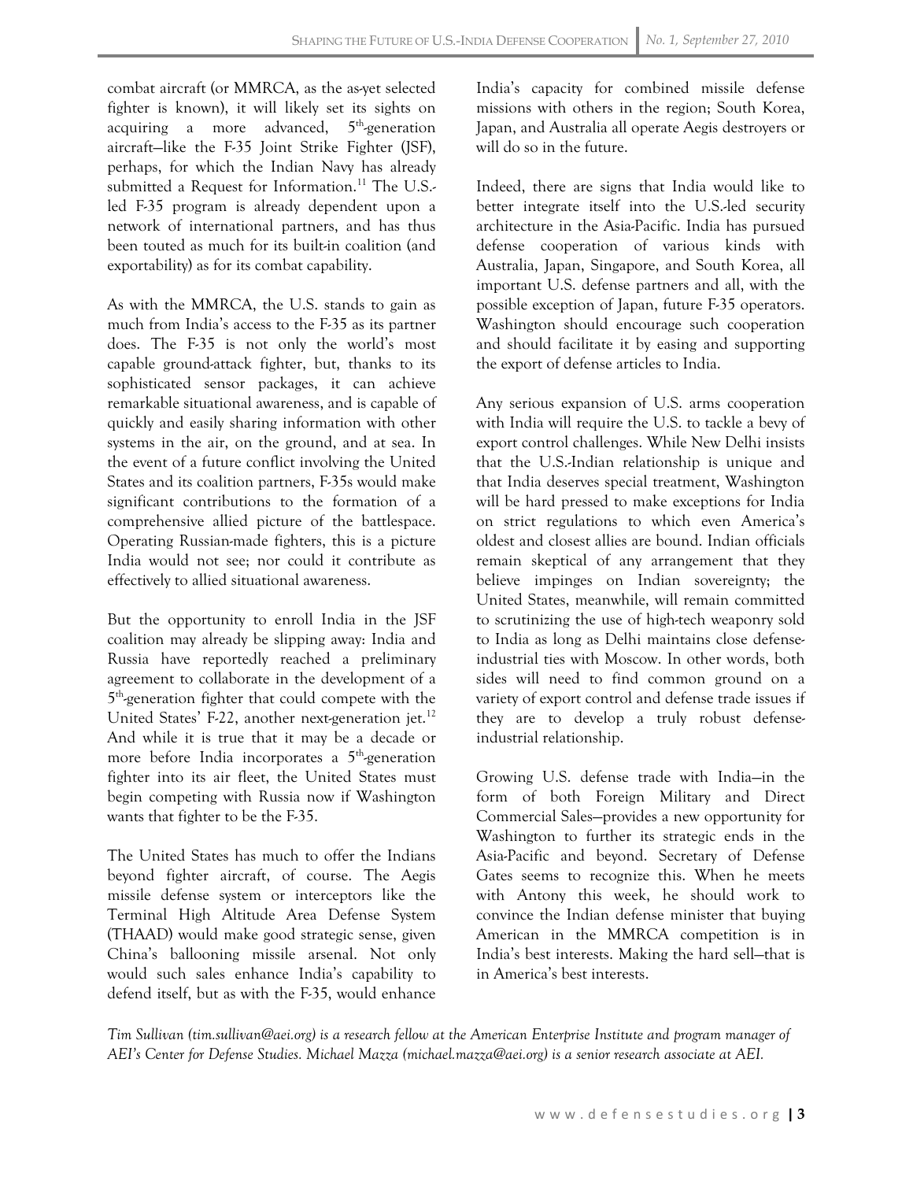combat aircraft (or MMRCA, as the as-yet selected fighter is known), it will likely set its sights on acquiring a more advanced, 5th-generation aircraft—like the F-35 Joint Strike Fighter (JSF), perhaps, for which the Indian Navy has already submitted a Request for Information.[11] The U.S.-led F-35 program is already dependent upon a network of international partners, and has thus been touted as much for its built-in coalition (and exportability) as for its combat capability.

As with the MMRCA, the U.S. stands to gain as much from India's access to the F-35 as its partner does. The F-35 is not only the world's most capable ground-attack fighter, but, thanks to its sophisticated sensor packages, it can achieve remarkable situational awareness, and is capable of quickly and easily sharing information with other systems in the air, on the ground, and at sea. In the event of a future conflict involving the United States and its coalition partners, F-35s would make significant contributions to the formation of a comprehensive allied picture of the battlespace. Operating Russian-made fighters, this is a picture India would not see; nor could it contribute as effectively to allied situational awareness.

But the opportunity to enroll India in the JSF coalition may already be slipping away: India and Russia have reportedly reached a preliminary agreement to collaborate in the development of a 5th-generation fighter that could compete with the United States' F-22, another next-generation jet.[12] And while it is true that it may be a decade or more before India incorporates a 5th-generation fighter into its air fleet, the United States must begin competing with Russia now if Washington wants that fighter to be the F-35.

The United States has much to offer the Indians beyond fighter aircraft, of course. The Aegis missile defense system or interceptors like the Terminal High Altitude Area Defense System (THAAD) would make good strategic sense, given China's ballooning missile arsenal. Not only would such sales enhance India's capability to defend itself, but as with the F-35, would enhance India's capacity for combined missile defense missions with others in the region; South Korea, Japan, and Australia all operate Aegis destroyers or will do so in the future.

Indeed, there are signs that India would like to better integrate itself into the U.S.-led security architecture in the Asia-Pacific. India has pursued defense cooperation of various kinds with Australia, Japan, Singapore, and South Korea, all important U.S. defense partners and all, with the possible exception of Japan, future F-35 operators. Washington should encourage such cooperation and should facilitate it by easing and supporting the export of defense articles to India.

Any serious expansion of U.S. arms cooperation with India will require the U.S. to tackle a bevy of export control challenges. While New Delhi insists that the U.S.-Indian relationship is unique and that India deserves special treatment, Washington will be hard pressed to make exceptions for India on strict regulations to which even America's oldest and closest allies are bound. Indian officials remain skeptical of any arrangement that they believe impinges on Indian sovereignty; the United States, meanwhile, will remain committed to scrutinizing the use of high-tech weaponry sold to India as long as Delhi maintains close defense-industrial ties with Moscow. In other words, both sides will need to find common ground on a variety of export control and defense trade issues if they are to develop a truly robust defense-industrial relationship.

Growing U.S. defense trade with India—in the form of both Foreign Military and Direct Commercial Sales—provides a new opportunity for Washington to further its strategic ends in the Asia-Pacific and beyond. Secretary of Defense Gates seems to recognize this. When he meets with Antony this week, he should work to convince the Indian defense minister that buying American in the MMRCA competition is in India's best interests. Making the hard sell—that is in America's best interests.

*Tim Sullivan (tim.sullivan@aei.org) is a research fellow at the American Enterprise Institute and program manager of AEI's Center for Defense Studies. Michael Mazza (michael.mazza@aei.org) is a senior research associate at AEI.*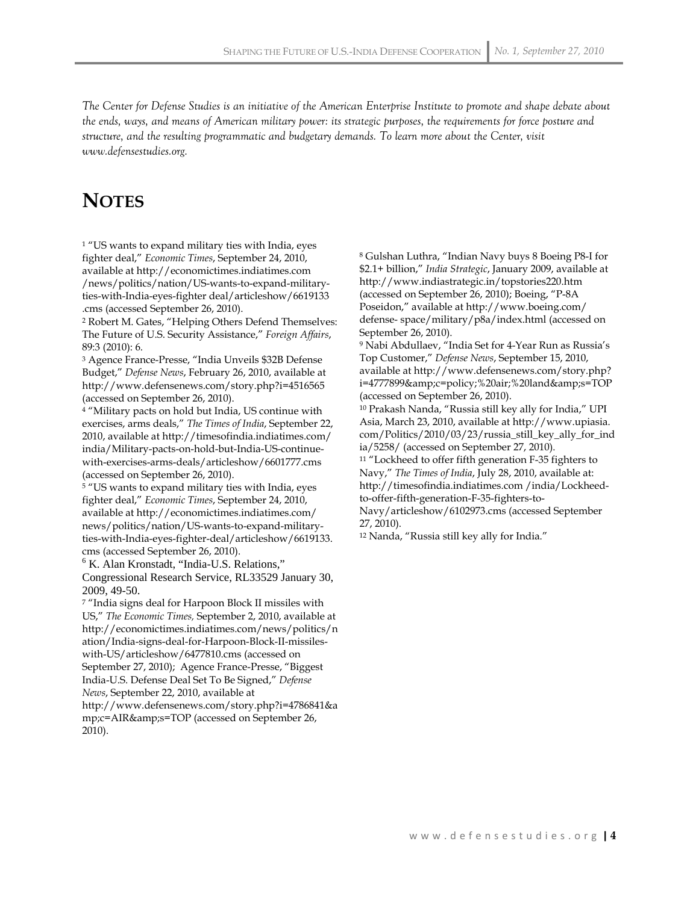*The Center for Defense Studies is an initiative of the American Enterprise Institute to promote and shape debate about the ends, ways, and means of American military power: its strategic purposes, the requirements for force posture and structure, and the resulting programmatic and budgetary demands. To learn more about the Center, visit www.defensestudies.org.*

# NOTES

[1] "US wants to expand military ties with India, eyes fighter deal," *Economic Times*, September 24, 2010, available at http://economictimes.indiatimes.com /news/politics/nation/US-wants-to-expand-military-ties-with-India-eyes-fighter deal/articleshow/6619133 .cms (accessed September 26, 2010).

[2] Robert M. Gates, "Helping Others Defend Themselves: The Future of U.S. Security Assistance," *Foreign Affairs*, 89:3 (2010): 6.

[3] Agence France-Presse, "India Unveils $32B Defense Budget," *Defense News*, February 26, 2010, available at http://www.defensenews.com/story.php?i=4516565 (accessed on September 26, 2010).

[4] "Military pacts on hold but India, US continue with exercises, arms deals," *The Times of India*, September 22, 2010, available at http://timesofindia.indiatimes.com/ india/Military-pacts-on-hold-but-India-US-continue-with-exercises-arms-deals/articleshow/6601777.cms (accessed on September 26, 2010).

[5] "US wants to expand military ties with India, eyes fighter deal," *Economic Times*, September 24, 2010, available at http://economictimes.indiatimes.com/ news/politics/nation/US-wants-to-expand-military-ties-with-India-eyes-fighter-deal/articleshow/6619133. cms (accessed September 26, 2010).

[6] K. Alan Kronstadt, "India-U.S. Relations," Congressional Research Service, RL33529 January 30, 2009, 49-50.

[7] "India signs deal for Harpoon Block II missiles with US," *The Economic Times,* September 2, 2010, available at http://economictimes.indiatimes.com/news/politics/nation/India-signs-deal-for-Harpoon-Block-II-missiles-with-US/articleshow/6477810.cms (accessed on September 27, 2010); Agence France-Presse, "Biggest India-U.S. Defense Deal Set To Be Signed," *Defense News*, September 22, 2010, available at http://www.defensenews.com/story.php?i=4786841&amp;c=AIR&amp;s=TOP (accessed on September 26, 2010).

[8] Gulshan Luthra, "Indian Navy buys 8 Boeing P8-I for $2.1+ billion," *India Strategic*, January 2009, available at http://www.indiastrategic.in/topstories220.htm (accessed on September 26, 2010); Boeing, "P-8A Poseidon," available at http://www.boeing.com/ defense- space/military/p8a/index.html (accessed on September 26, 2010).

[9] Nabi Abdullaev, "India Set for 4-Year Run as Russia's Top Customer," *Defense News*, September 15, 2010, available at http://www.defensenews.com/story.php? i=4777899&amp;c=policy;%20air;%20land&amp;s=TOP (accessed on September 26, 2010).

[10] Prakash Nanda, "Russia still key ally for India," UPI Asia, March 23, 2010, available at http://www.upiasia. com/Politics/2010/03/23/russia_still_key_ally_for_india/5258/ (accessed on September 27, 2010).

[11] "Lockheed to offer fifth generation F-35 fighters to Navy," *The Times of India*, July 28, 2010, available at: http://timesofindia.indiatimes.com /india/Lockheed-to-offer-fifth-generation-F-35-fighters-to-Navy/articleshow/6102973.cms (accessed September 27, 2010).

[12] Nanda, "Russia still key ally for India."